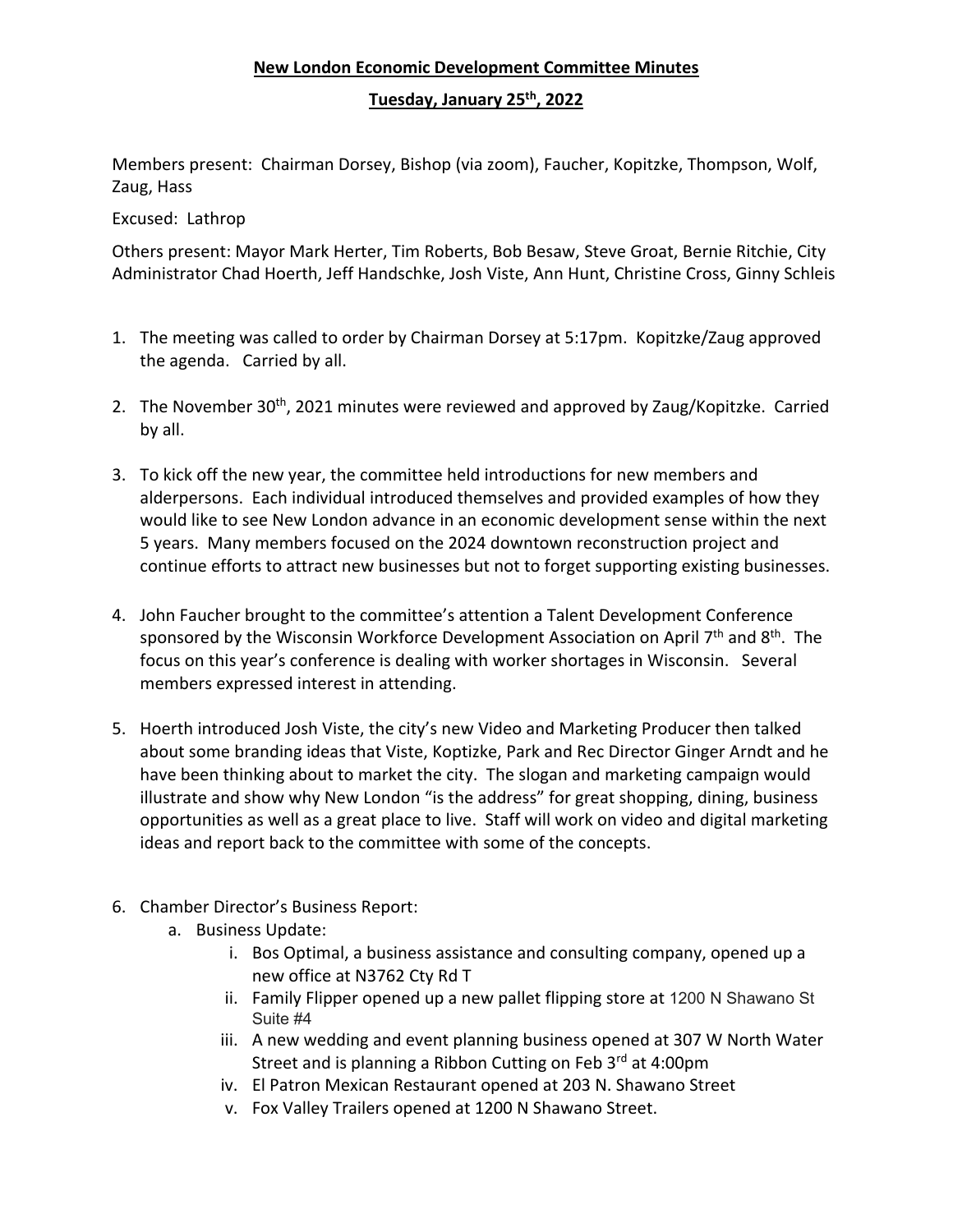**New London Economic Development Committee Minutes**

**Tuesday, January 25th, 2022**

Members present: Chairman Dorsey, Bishop (via zoom), Faucher, Kopitzke, Thompson, Wolf, Zaug, Hass

Excused: Lathrop

Others present: Mayor Mark Herter, Tim Roberts, Bob Besaw, Steve Groat, Bernie Ritchie, City Administrator Chad Hoerth, Jeff Handschke, Josh Viste, Ann Hunt, Christine Cross, Ginny Schleis

1. The meeting was called to order by Chairman Dorsey at 5:17pm. Kopitzke/Zaug approved the agenda. Carried by all.

2. The November 30th, 2021 minutes were reviewed and approved by Zaug/Kopitzke. Carried by all.

3. To kick off the new year, the committee held introductions for new members and alderpersons. Each individual introduced themselves and provided examples of how they would like to see New London advance in an economic development sense within the next 5 years. Many members focused on the 2024 downtown reconstruction project and continue efforts to attract new businesses but not to forget supporting existing businesses.

4. John Faucher brought to the committee's attention a Talent Development Conference sponsored by the Wisconsin Workforce Development Association on April 7th and 8th. The focus on this year's conference is dealing with worker shortages in Wisconsin. Several members expressed interest in attending.

5. Hoerth introduced Josh Viste, the city's new Video and Marketing Producer then talked about some branding ideas that Viste, Koptizke, Park and Rec Director Ginger Arndt and he have been thinking about to market the city. The slogan and marketing campaign would illustrate and show why New London "is the address" for great shopping, dining, business opportunities as well as a great place to live. Staff will work on video and digital marketing ideas and report back to the committee with some of the concepts.

6. Chamber Director's Business Report:
   a. Business Update:
      i. Bos Optimal, a business assistance and consulting company, opened up a new office at N3762 Cty Rd T
      ii. Family Flipper opened up a new pallet flipping store at 1200 N Shawano St Suite #4
      iii. A new wedding and event planning business opened at 307 W North Water Street and is planning a Ribbon Cutting on Feb 3rd at 4:00pm
      iv. El Patron Mexican Restaurant opened at 203 N. Shawano Street
      v. Fox Valley Trailers opened at 1200 N Shawano Street.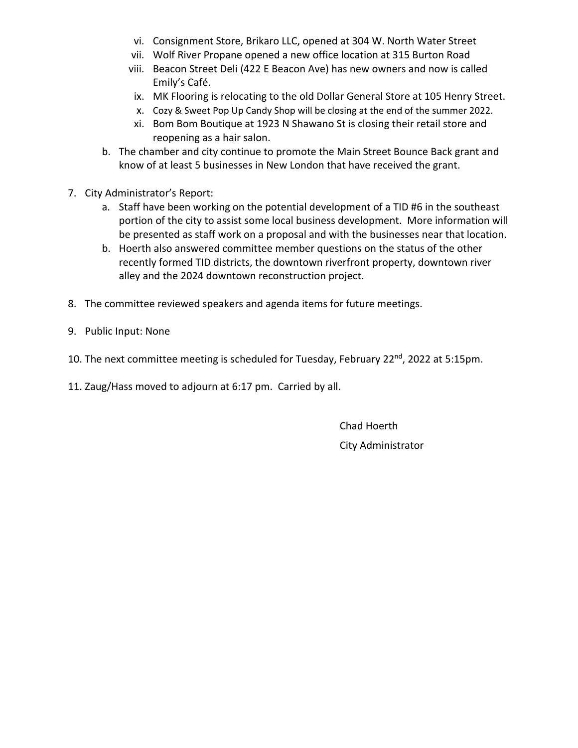- vi. Consignment Store, Brikaro LLC, opened at 304 W. North Water Street
   - vii. Wolf River Propane opened a new office location at 315 Burton Road
   - viii. Beacon Street Deli (422 E Beacon Ave) has new owners and now is called Emily's Café.
   - ix. MK Flooring is relocating to the old Dollar General Store at 105 Henry Street.
   - x. Cozy & Sweet Pop Up Candy Shop will be closing at the end of the summer 2022.
   - xi. Bom Bom Boutique at 1923 N Shawano St is closing their retail store and reopening as a hair salon.

   b. The chamber and city continue to promote the Main Street Bounce Back grant and know of at least 5 businesses in New London that have received the grant.

7. City Administrator's Report:
   a. Staff have been working on the potential development of a TID #6 in the southeast portion of the city to assist some local business development. More information will be presented as staff work on a proposal and with the businesses near that location.
   b. Hoerth also answered committee member questions on the status of the other recently formed TID districts, the downtown riverfront property, downtown river alley and the 2024 downtown reconstruction project.

8. The committee reviewed speakers and agenda items for future meetings.

9. Public Input: None

10. The next committee meeting is scheduled for Tuesday, February 22nd, 2022 at 5:15pm.

11. Zaug/Hass moved to adjourn at 6:17 pm. Carried by all.

Chad Hoerth

City Administrator